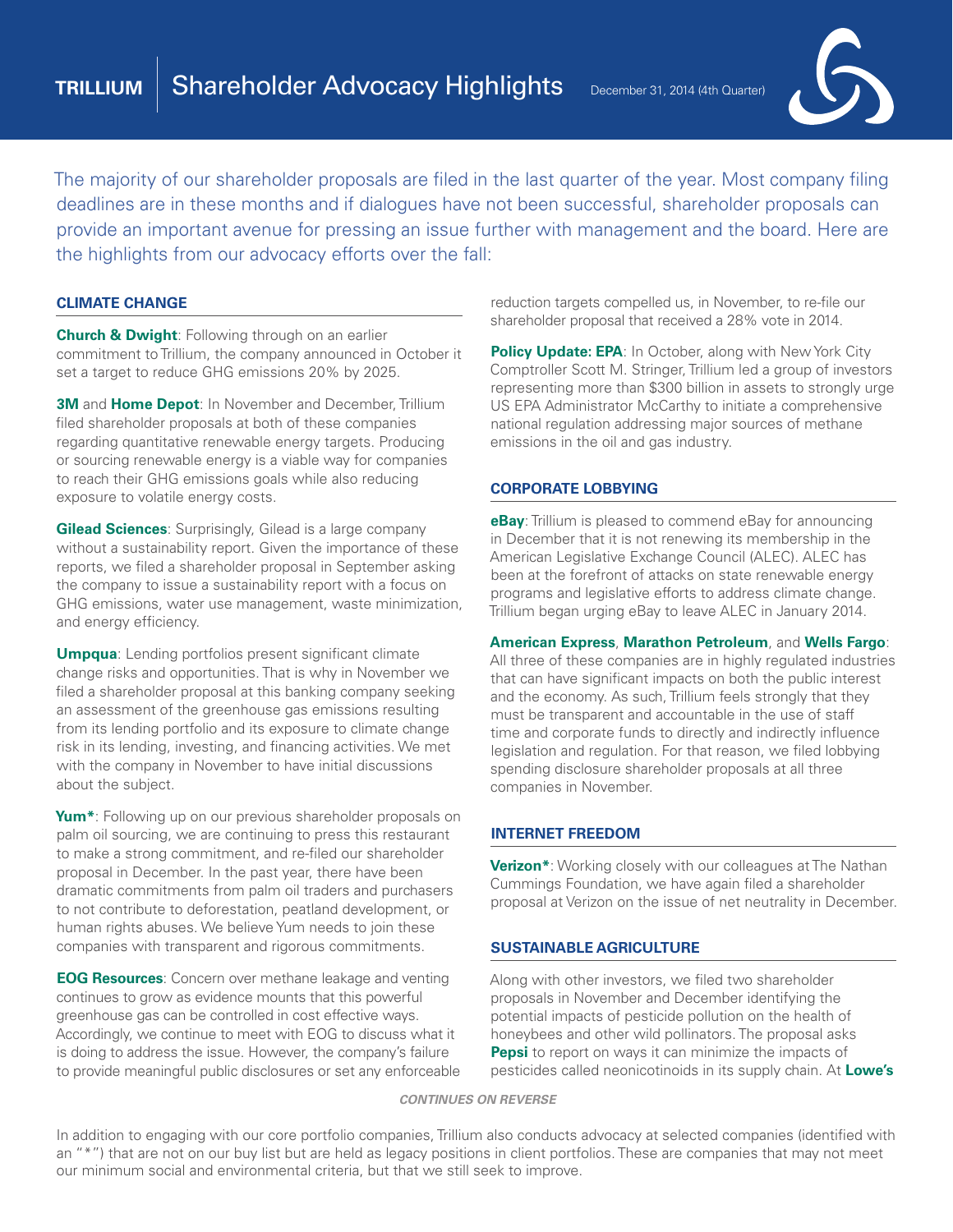# TRILLIUM | Shareholder Advocacy Highlights

December 31, 2014 (4th Quarter)

The majority of our shareholder proposals are filed in the last quarter of the year. Most company filing deadlines are in these months and if dialogues have not been successful, shareholder proposals can provide an important avenue for pressing an issue further with management and the board. Here are the highlights from our advocacy efforts over the fall:

## CLIMATE CHANGE

**Church & Dwight**: Following through on an earlier commitment to Trillium, the company announced in October it set a target to reduce GHG emissions 20% by 2025.

**3M** and **Home Depot**: In November and December, Trillium filed shareholder proposals at both of these companies regarding quantitative renewable energy targets. Producing or sourcing renewable energy is a viable way for companies to reach their GHG emissions goals while also reducing exposure to volatile energy costs.

**Gilead Sciences**: Surprisingly, Gilead is a large company without a sustainability report. Given the importance of these reports, we filed a shareholder proposal in September asking the company to issue a sustainability report with a focus on GHG emissions, water use management, waste minimization, and energy efficiency.

**Umpqua**: Lending portfolios present significant climate change risks and opportunities. That is why in November we filed a shareholder proposal at this banking company seeking an assessment of the greenhouse gas emissions resulting from its lending portfolio and its exposure to climate change risk in its lending, investing, and financing activities. We met with the company in November to have initial discussions about the subject.

**Yum***: Following up on our previous shareholder proposals on palm oil sourcing, we are continuing to press this restaurant to make a strong commitment, and re-filed our shareholder proposal in December. In the past year, there have been dramatic commitments from palm oil traders and purchasers to not contribute to deforestation, peatland development, or human rights abuses. We believe Yum needs to join these companies with transparent and rigorous commitments.

**EOG Resources**: Concern over methane leakage and venting continues to grow as evidence mounts that this powerful greenhouse gas can be controlled in cost effective ways. Accordingly, we continue to meet with EOG to discuss what it is doing to address the issue. However, the company's failure to provide meaningful public disclosures or set any enforceable reduction targets compelled us, in November, to re-file our shareholder proposal that received a 28% vote in 2014.

**Policy Update: EPA**: In October, along with New York City Comptroller Scott M. Stringer, Trillium led a group of investors representing more than $300 billion in assets to strongly urge US EPA Administrator McCarthy to initiate a comprehensive national regulation addressing major sources of methane emissions in the oil and gas industry.

## CORPORATE LOBBYING

**eBay**: Trillium is pleased to commend eBay for announcing in December that it is not renewing its membership in the American Legislative Exchange Council (ALEC). ALEC has been at the forefront of attacks on state renewable energy programs and legislative efforts to address climate change. Trillium began urging eBay to leave ALEC in January 2014.

**American Express**, **Marathon Petroleum**, and **Wells Fargo**: All three of these companies are in highly regulated industries that can have significant impacts on both the public interest and the economy. As such, Trillium feels strongly that they must be transparent and accountable in the use of staff time and corporate funds to directly and indirectly influence legislation and regulation. For that reason, we filed lobbying spending disclosure shareholder proposals at all three companies in November.

## INTERNET FREEDOM

**Verizon***: Working closely with our colleagues at The Nathan Cummings Foundation, we have again filed a shareholder proposal at Verizon on the issue of net neutrality in December.

## SUSTAINABLE AGRICULTURE

Along with other investors, we filed two shareholder proposals in November and December identifying the potential impacts of pesticide pollution on the health of honeybees and other wild pollinators. The proposal asks **Pepsi** to report on ways it can minimize the impacts of pesticides called neonicotinoids in its supply chain. At **Lowe's**

*CONTINUES ON REVERSE*

In addition to engaging with our core portfolio companies, Trillium also conducts advocacy at selected companies (identified with an "*") that are not on our buy list but are held as legacy positions in client portfolios. These are companies that may not meet our minimum social and environmental criteria, but that we still seek to improve.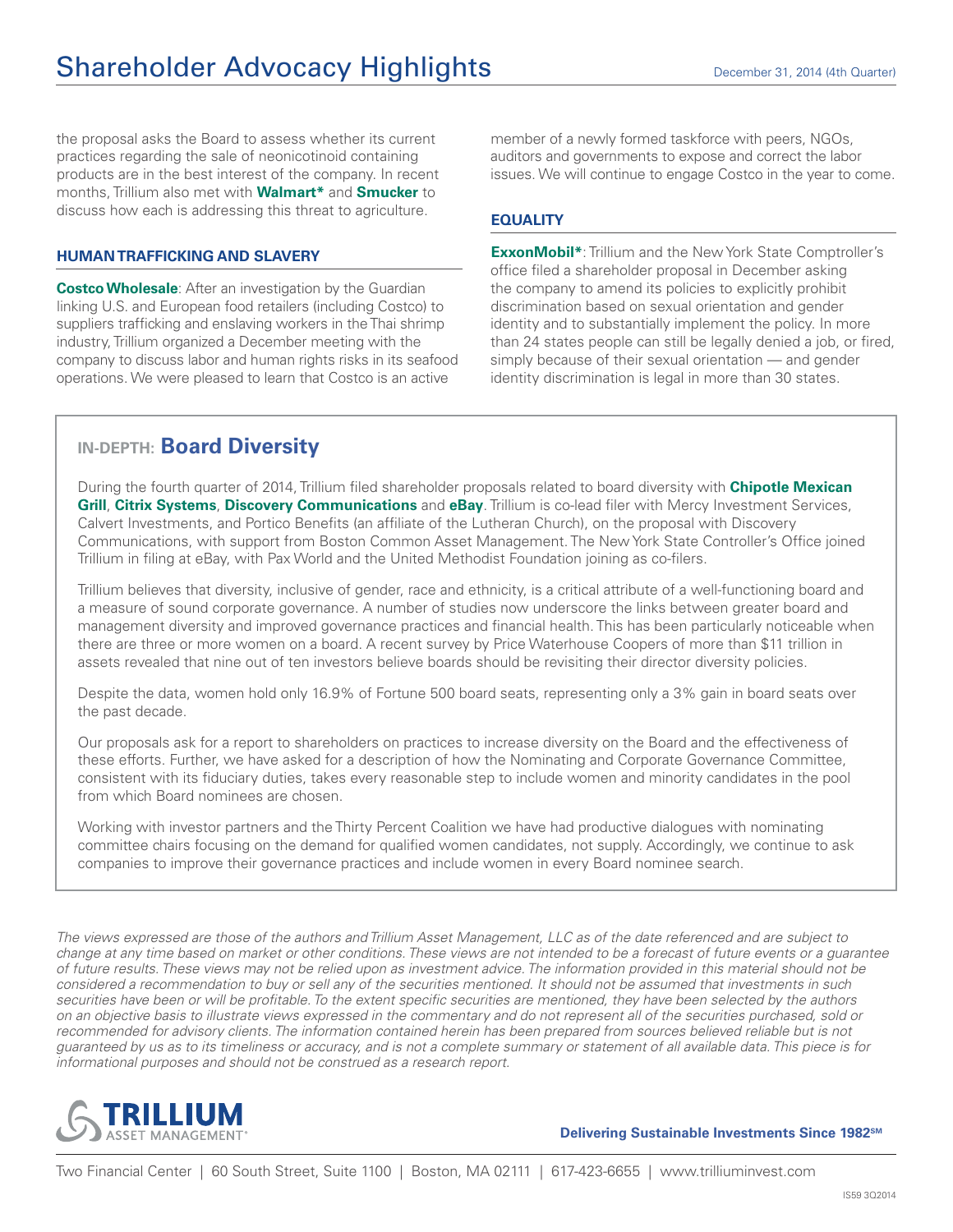the proposal asks the Board to assess whether its current practices regarding the sale of neonicotinoid containing products are in the best interest of the company. In recent months, Trillium also met with **Walmart*** and **Smucker** to discuss how each is addressing this threat to agriculture.

### HUMAN TRAFFICKING AND SLAVERY

**Costco Wholesale**: After an investigation by the Guardian linking U.S. and European food retailers (including Costco) to suppliers trafficking and enslaving workers in the Thai shrimp industry, Trillium organized a December meeting with the company to discuss labor and human rights risks in its seafood operations. We were pleased to learn that Costco is an active member of a newly formed taskforce with peers, NGOs, auditors and governments to expose and correct the labor issues. We will continue to engage Costco in the year to come.

### EQUALITY

**ExxonMobil***: Trillium and the New York State Comptroller's office filed a shareholder proposal in December asking the company to amend its policies to explicitly prohibit discrimination based on sexual orientation and gender identity and to substantially implement the policy. In more than 24 states people can still be legally denied a job, or fired, simply because of their sexual orientation — and gender identity discrimination is legal in more than 30 states.

## IN-DEPTH: Board Diversity

During the fourth quarter of 2014, Trillium filed shareholder proposals related to board diversity with **Chipotle Mexican Grill**, **Citrix Systems**, **Discovery Communications** and **eBay**. Trillium is co-lead filer with Mercy Investment Services, Calvert Investments, and Portico Benefits (an affiliate of the Lutheran Church), on the proposal with Discovery Communications, with support from Boston Common Asset Management. The New York State Controller's Office joined Trillium in filing at eBay, with Pax World and the United Methodist Foundation joining as co-filers.

Trillium believes that diversity, inclusive of gender, race and ethnicity, is a critical attribute of a well-functioning board and a measure of sound corporate governance. A number of studies now underscore the links between greater board and management diversity and improved governance practices and financial health. This has been particularly noticeable when there are three or more women on a board. A recent survey by Price Waterhouse Coopers of more than $11 trillion in assets revealed that nine out of ten investors believe boards should be revisiting their director diversity policies.

Despite the data, women hold only 16.9% of Fortune 500 board seats, representing only a 3% gain in board seats over the past decade.

Our proposals ask for a report to shareholders on practices to increase diversity on the Board and the effectiveness of these efforts. Further, we have asked for a description of how the Nominating and Corporate Governance Committee, consistent with its fiduciary duties, takes every reasonable step to include women and minority candidates in the pool from which Board nominees are chosen.

Working with investor partners and the Thirty Percent Coalition we have had productive dialogues with nominating committee chairs focusing on the demand for qualified women candidates, not supply. Accordingly, we continue to ask companies to improve their governance practices and include women in every Board nominee search.

*The views expressed are those of the authors and Trillium Asset Management, LLC as of the date referenced and are subject to change at any time based on market or other conditions. These views are not intended to be a forecast of future events or a guarantee of future results. These views may not be relied upon as investment advice. The information provided in this material should not be considered a recommendation to buy or sell any of the securities mentioned. It should not be assumed that investments in such securities have been or will be profitable. To the extent specific securities are mentioned, they have been selected by the authors on an objective basis to illustrate views expressed in the commentary and do not represent all of the securities purchased, sold or recommended for advisory clients. The information contained herein has been prepared from sources believed reliable but is not guaranteed by us as to its timeliness or accuracy, and is not a complete summary or statement of all available data. This piece is for informational purposes and should not be construed as a research report.*

TRILLIUM ASSET MANAGEMENT®

**Delivering Sustainable Investments Since 1982℠**

Two Financial Center | 60 South Street, Suite 1100 | Boston, MA 02111 | 617-423-6655 | www.trilliuminvest.com

IS59 3Q2014